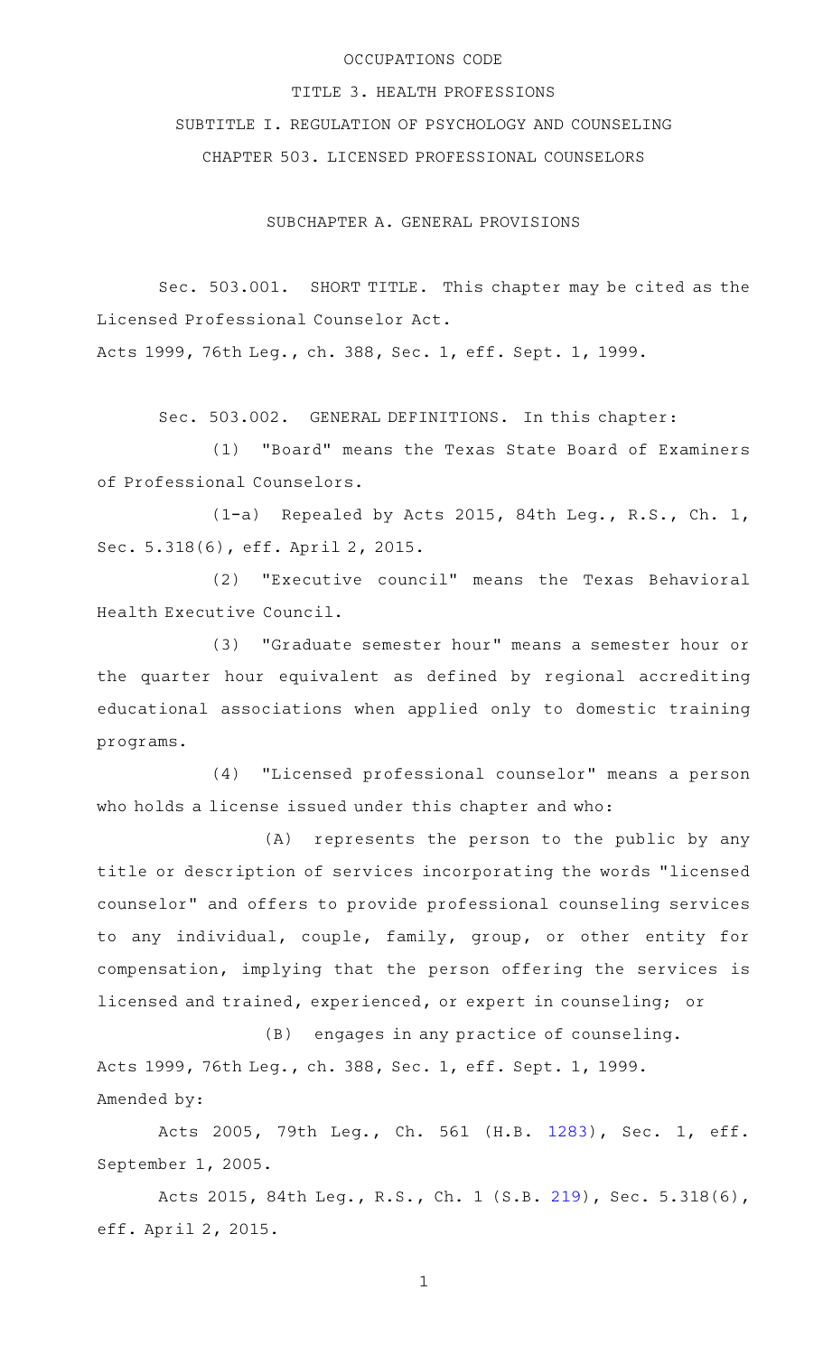# OCCUPATIONS CODE

## TITLE 3. HEALTH PROFESSIONS

## SUBTITLE I. REGULATION OF PSYCHOLOGY AND COUNSELING

## CHAPTER 503. LICENSED PROFESSIONAL COUNSELORS

### SUBCHAPTER A. GENERAL PROVISIONS

Sec. 503.001. SHORT TITLE. This chapter may be cited as the Licensed Professional Counselor Act.

Acts 1999, 76th Leg., ch. 388, Sec. 1, eff. Sept. 1, 1999.

Sec. 503.002. GENERAL DEFINITIONS. In this chapter:

(1) "Board" means the Texas State Board of Examiners of Professional Counselors.

(1-a) Repealed by Acts 2015, 84th Leg., R.S., Ch. 1, Sec. 5.318(6), eff. April 2, 2015.

(2) "Executive council" means the Texas Behavioral Health Executive Council.

(3) "Graduate semester hour" means a semester hour or the quarter hour equivalent as defined by regional accrediting educational associations when applied only to domestic training programs.

(4) "Licensed professional counselor" means a person who holds a license issued under this chapter and who:

(A) represents the person to the public by any title or description of services incorporating the words "licensed counselor" and offers to provide professional counseling services to any individual, couple, family, group, or other entity for compensation, implying that the person offering the services is licensed and trained, experienced, or expert in counseling; or

(B) engages in any practice of counseling.

Acts 1999, 76th Leg., ch. 388, Sec. 1, eff. Sept. 1, 1999.

Amended by:

Acts 2005, 79th Leg., Ch. 561 (H.B. 1283), Sec. 1, eff. September 1, 2005.

Acts 2015, 84th Leg., R.S., Ch. 1 (S.B. 219), Sec. 5.318(6), eff. April 2, 2015.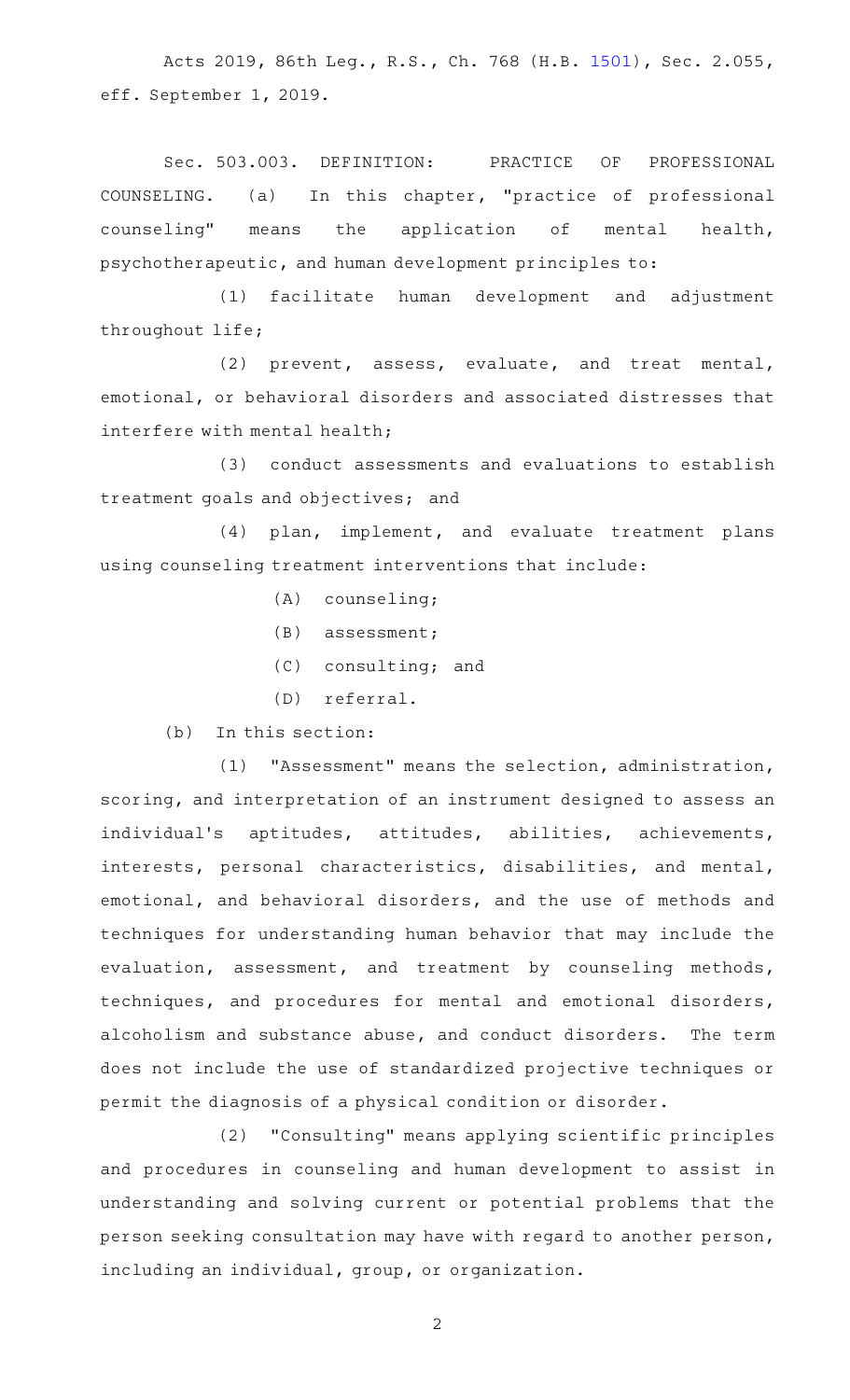Acts 2019, 86th Leg., R.S., Ch. 768 (H.B. 1501), Sec. 2.055, eff. September 1, 2019.

Sec. 503.003. DEFINITION: PRACTICE OF PROFESSIONAL COUNSELING. (a) In this chapter, "practice of professional counseling" means the application of mental health, psychotherapeutic, and human development principles to:

(1) facilitate human development and adjustment throughout life;

(2) prevent, assess, evaluate, and treat mental, emotional, or behavioral disorders and associated distresses that interfere with mental health;

(3) conduct assessments and evaluations to establish treatment goals and objectives; and

(4) plan, implement, and evaluate treatment plans using counseling treatment interventions that include:

(A) counseling;

(B) assessment;

(C) consulting; and

(D) referral.

(b) In this section:

(1) "Assessment" means the selection, administration, scoring, and interpretation of an instrument designed to assess an individual's aptitudes, attitudes, abilities, achievements, interests, personal characteristics, disabilities, and mental, emotional, and behavioral disorders, and the use of methods and techniques for understanding human behavior that may include the evaluation, assessment, and treatment by counseling methods, techniques, and procedures for mental and emotional disorders, alcoholism and substance abuse, and conduct disorders. The term does not include the use of standardized projective techniques or permit the diagnosis of a physical condition or disorder.

(2) "Consulting" means applying scientific principles and procedures in counseling and human development to assist in understanding and solving current or potential problems that the person seeking consultation may have with regard to another person, including an individual, group, or organization.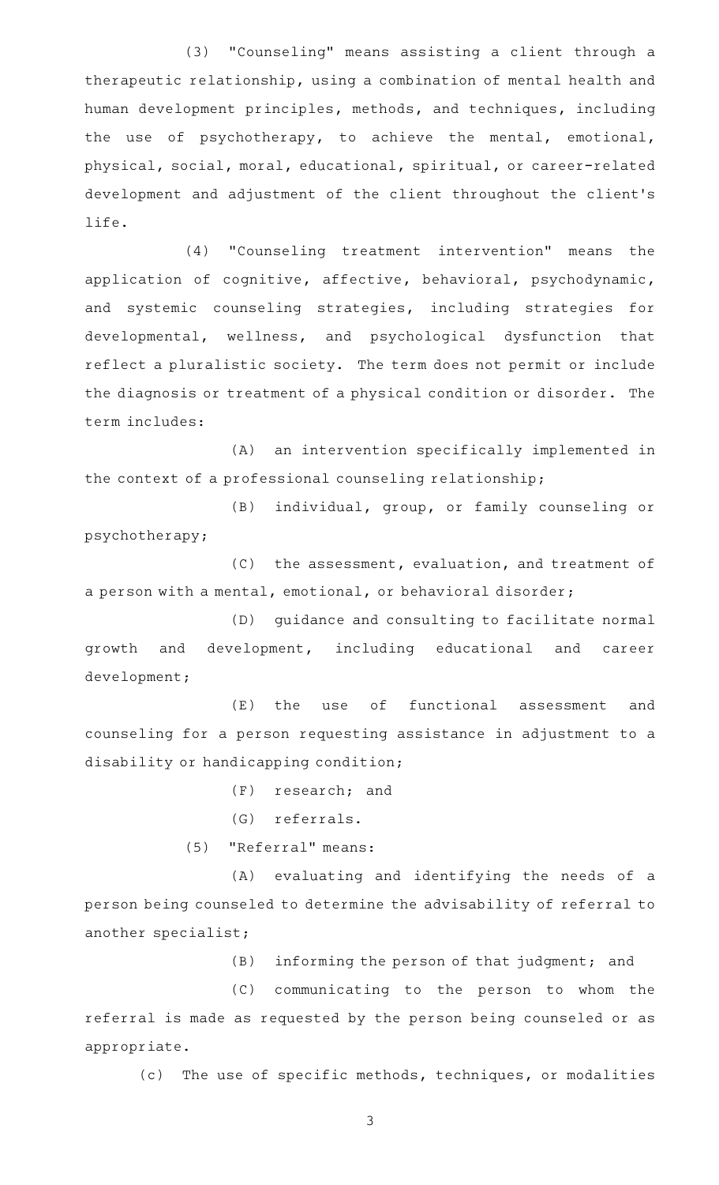(3) "Counseling" means assisting a client through a therapeutic relationship, using a combination of mental health and human development principles, methods, and techniques, including the use of psychotherapy, to achieve the mental, emotional, physical, social, moral, educational, spiritual, or career-related development and adjustment of the client throughout the client's life.

(4) "Counseling treatment intervention" means the application of cognitive, affective, behavioral, psychodynamic, and systemic counseling strategies, including strategies for developmental, wellness, and psychological dysfunction that reflect a pluralistic society. The term does not permit or include the diagnosis or treatment of a physical condition or disorder. The term includes:

(A) an intervention specifically implemented in the context of a professional counseling relationship;

(B) individual, group, or family counseling or psychotherapy;

(C) the assessment, evaluation, and treatment of a person with a mental, emotional, or behavioral disorder;

(D) guidance and consulting to facilitate normal growth and development, including educational and career development;

(E) the use of functional assessment and counseling for a person requesting assistance in adjustment to a disability or handicapping condition;

(F) research; and

(G) referrals.

(5) "Referral" means:

(A) evaluating and identifying the needs of a person being counseled to determine the advisability of referral to another specialist;

(B) informing the person of that judgment; and

(C) communicating to the person to whom the referral is made as requested by the person being counseled or as appropriate.

(c) The use of specific methods, techniques, or modalities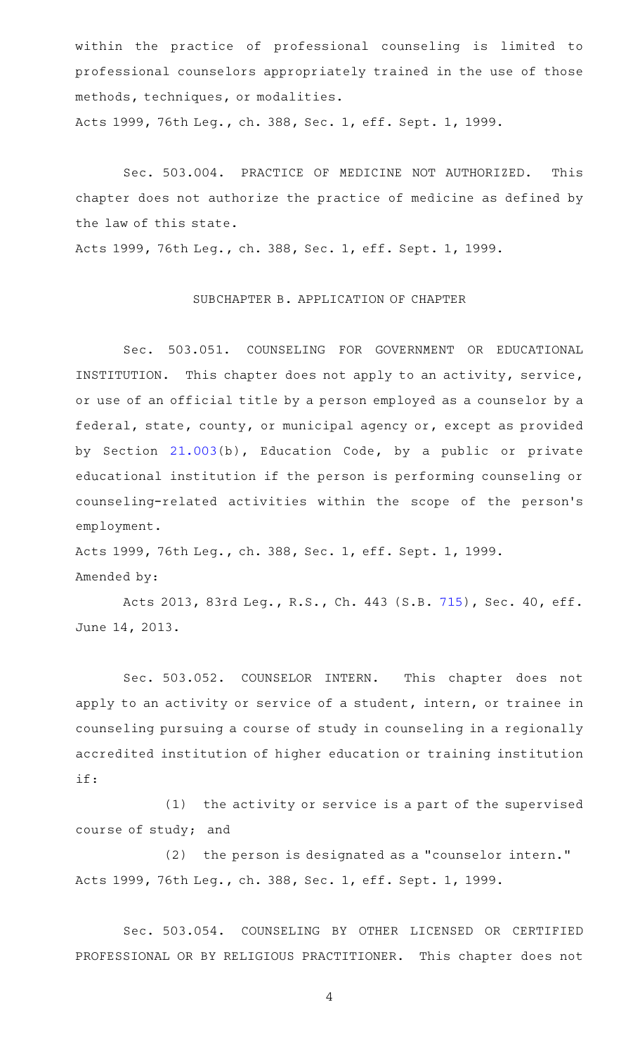within the practice of professional counseling is limited to professional counselors appropriately trained in the use of those methods, techniques, or modalities.

Acts 1999, 76th Leg., ch. 388, Sec. 1, eff. Sept. 1, 1999.

Sec. 503.004. PRACTICE OF MEDICINE NOT AUTHORIZED. This chapter does not authorize the practice of medicine as defined by the law of this state.

Acts 1999, 76th Leg., ch. 388, Sec. 1, eff. Sept. 1, 1999.

## SUBCHAPTER B. APPLICATION OF CHAPTER

Sec. 503.051. COUNSELING FOR GOVERNMENT OR EDUCATIONAL INSTITUTION. This chapter does not apply to an activity, service, or use of an official title by a person employed as a counselor by a federal, state, county, or municipal agency or, except as provided by Section 21.003(b), Education Code, by a public or private educational institution if the person is performing counseling or counseling-related activities within the scope of the person's employment.

Acts 1999, 76th Leg., ch. 388, Sec. 1, eff. Sept. 1, 1999.
Amended by:

Acts 2013, 83rd Leg., R.S., Ch. 443 (S.B. 715), Sec. 40, eff. June 14, 2013.

Sec. 503.052. COUNSELOR INTERN. This chapter does not apply to an activity or service of a student, intern, or trainee in counseling pursuing a course of study in counseling in a regionally accredited institution of higher education or training institution if:

(1) the activity or service is a part of the supervised course of study; and

(2) the person is designated as a "counselor intern."

Acts 1999, 76th Leg., ch. 388, Sec. 1, eff. Sept. 1, 1999.

Sec. 503.054. COUNSELING BY OTHER LICENSED OR CERTIFIED PROFESSIONAL OR BY RELIGIOUS PRACTITIONER. This chapter does not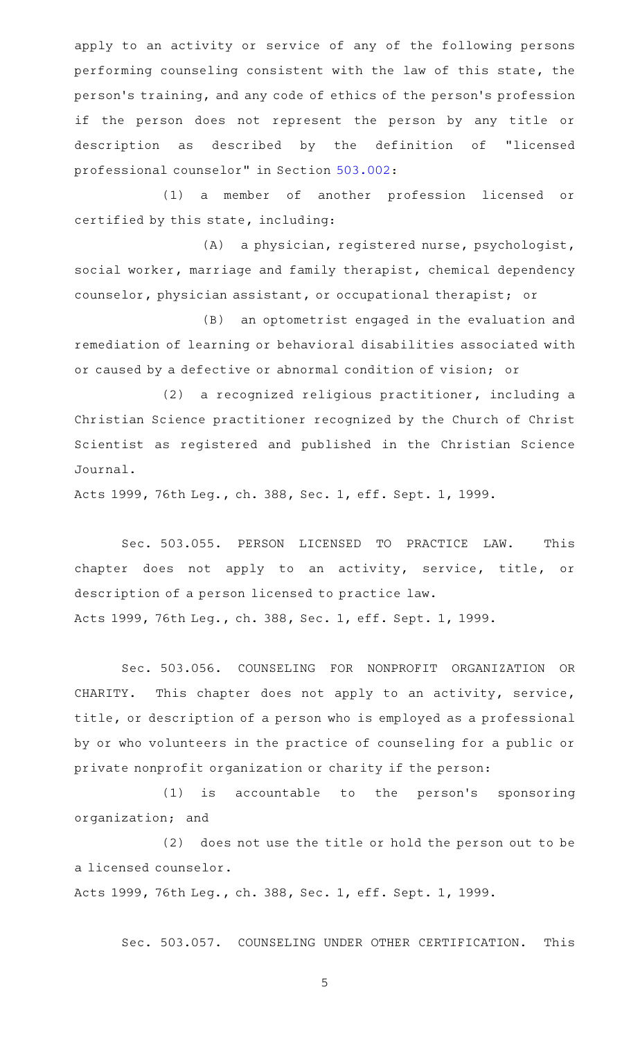apply to an activity or service of any of the following persons performing counseling consistent with the law of this state, the person's training, and any code of ethics of the person's profession if the person does not represent the person by any title or description as described by the definition of "licensed professional counselor" in Section 503.002:

(1) a member of another profession licensed or certified by this state, including:

(A) a physician, registered nurse, psychologist, social worker, marriage and family therapist, chemical dependency counselor, physician assistant, or occupational therapist; or

(B) an optometrist engaged in the evaluation and remediation of learning or behavioral disabilities associated with or caused by a defective or abnormal condition of vision; or

(2) a recognized religious practitioner, including a Christian Science practitioner recognized by the Church of Christ Scientist as registered and published in the Christian Science Journal.

Acts 1999, 76th Leg., ch. 388, Sec. 1, eff. Sept. 1, 1999.

Sec. 503.055. PERSON LICENSED TO PRACTICE LAW. This chapter does not apply to an activity, service, title, or description of a person licensed to practice law.

Acts 1999, 76th Leg., ch. 388, Sec. 1, eff. Sept. 1, 1999.

Sec. 503.056. COUNSELING FOR NONPROFIT ORGANIZATION OR CHARITY. This chapter does not apply to an activity, service, title, or description of a person who is employed as a professional by or who volunteers in the practice of counseling for a public or private nonprofit organization or charity if the person:

(1) is accountable to the person's sponsoring organization; and

(2) does not use the title or hold the person out to be a licensed counselor.

Acts 1999, 76th Leg., ch. 388, Sec. 1, eff. Sept. 1, 1999.

Sec. 503.057. COUNSELING UNDER OTHER CERTIFICATION. This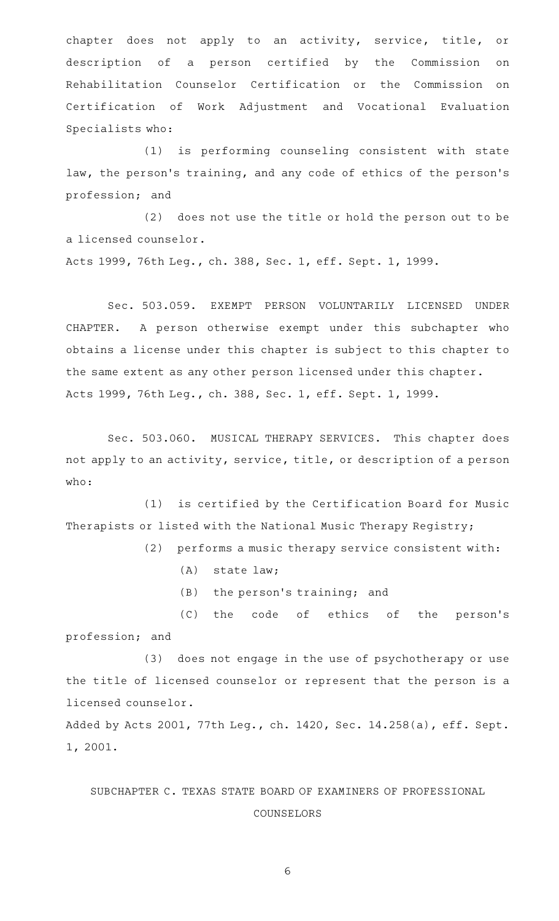chapter does not apply to an activity, service, title, or description of a person certified by the Commission on Rehabilitation Counselor Certification or the Commission on Certification of Work Adjustment and Vocational Evaluation Specialists who:

(1) is performing counseling consistent with state law, the person's training, and any code of ethics of the person's profession; and

(2) does not use the title or hold the person out to be a licensed counselor.

Acts 1999, 76th Leg., ch. 388, Sec. 1, eff. Sept. 1, 1999.

Sec. 503.059. EXEMPT PERSON VOLUNTARILY LICENSED UNDER CHAPTER. A person otherwise exempt under this subchapter who obtains a license under this chapter is subject to this chapter to the same extent as any other person licensed under this chapter.

Acts 1999, 76th Leg., ch. 388, Sec. 1, eff. Sept. 1, 1999.

Sec. 503.060. MUSICAL THERAPY SERVICES. This chapter does not apply to an activity, service, title, or description of a person who:

(1) is certified by the Certification Board for Music Therapists or listed with the National Music Therapy Registry;

(2) performs a music therapy service consistent with:

(A) state law;

(B) the person's training; and

(C) the code of ethics of the person's profession; and

(3) does not engage in the use of psychotherapy or use the title of licensed counselor or represent that the person is a licensed counselor.

Added by Acts 2001, 77th Leg., ch. 1420, Sec. 14.258(a), eff. Sept. 1, 2001.

## SUBCHAPTER C. TEXAS STATE BOARD OF EXAMINERS OF PROFESSIONAL COUNSELORS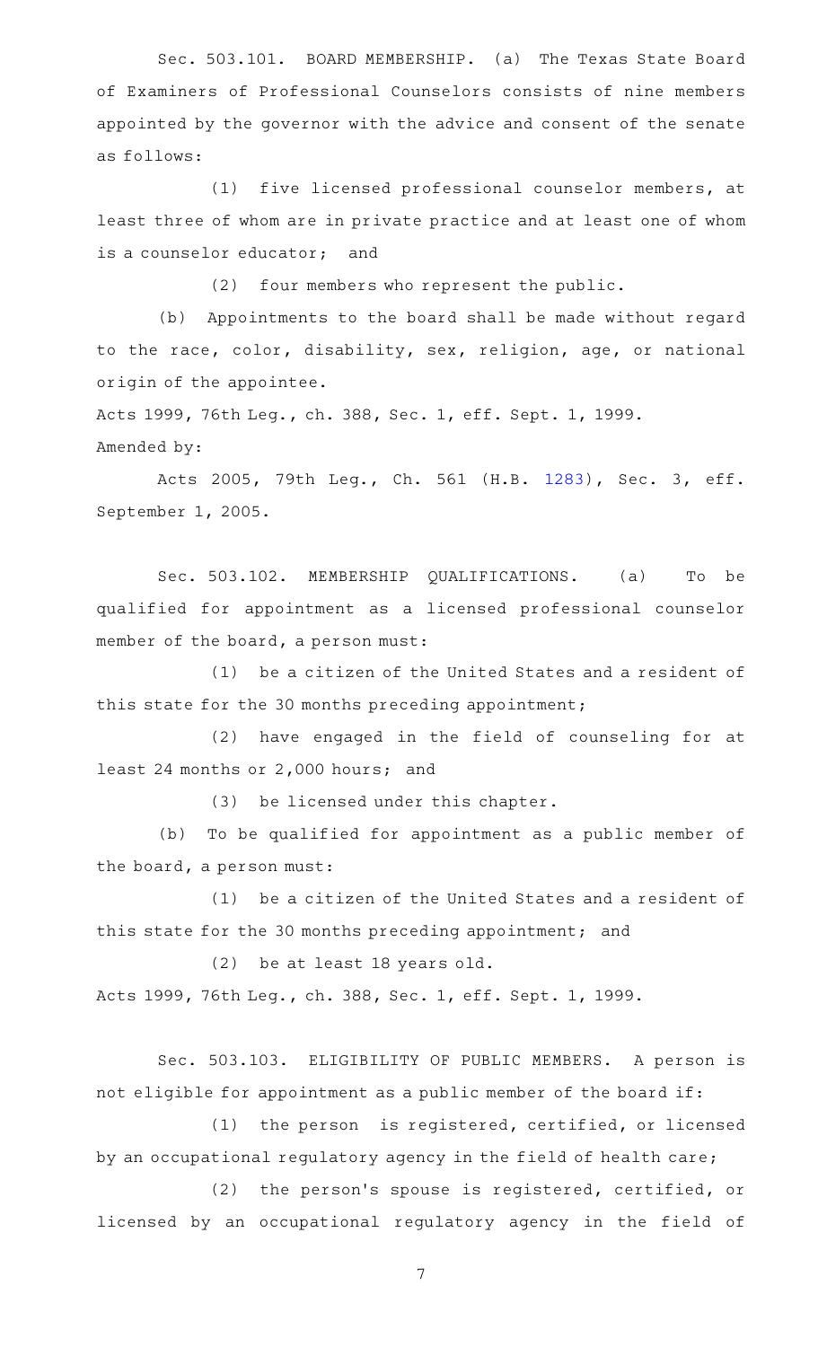Sec. 503.101. BOARD MEMBERSHIP. (a) The Texas State Board of Examiners of Professional Counselors consists of nine members appointed by the governor with the advice and consent of the senate as follows:

(1) five licensed professional counselor members, at least three of whom are in private practice and at least one of whom is a counselor educator; and

(2) four members who represent the public.

(b) Appointments to the board shall be made without regard to the race, color, disability, sex, religion, age, or national origin of the appointee.

Acts 1999, 76th Leg., ch. 388, Sec. 1, eff. Sept. 1, 1999.

Amended by:

Acts 2005, 79th Leg., Ch. 561 (H.B. 1283), Sec. 3, eff. September 1, 2005.

Sec. 503.102. MEMBERSHIP QUALIFICATIONS. (a) To be qualified for appointment as a licensed professional counselor member of the board, a person must:

(1) be a citizen of the United States and a resident of this state for the 30 months preceding appointment;

(2) have engaged in the field of counseling for at least 24 months or 2,000 hours; and

(3) be licensed under this chapter.

(b) To be qualified for appointment as a public member of the board, a person must:

(1) be a citizen of the United States and a resident of this state for the 30 months preceding appointment; and

(2) be at least 18 years old.

Acts 1999, 76th Leg., ch. 388, Sec. 1, eff. Sept. 1, 1999.

Sec. 503.103. ELIGIBILITY OF PUBLIC MEMBERS. A person is not eligible for appointment as a public member of the board if:

(1) the person is registered, certified, or licensed by an occupational regulatory agency in the field of health care;

(2) the person's spouse is registered, certified, or licensed by an occupational regulatory agency in the field of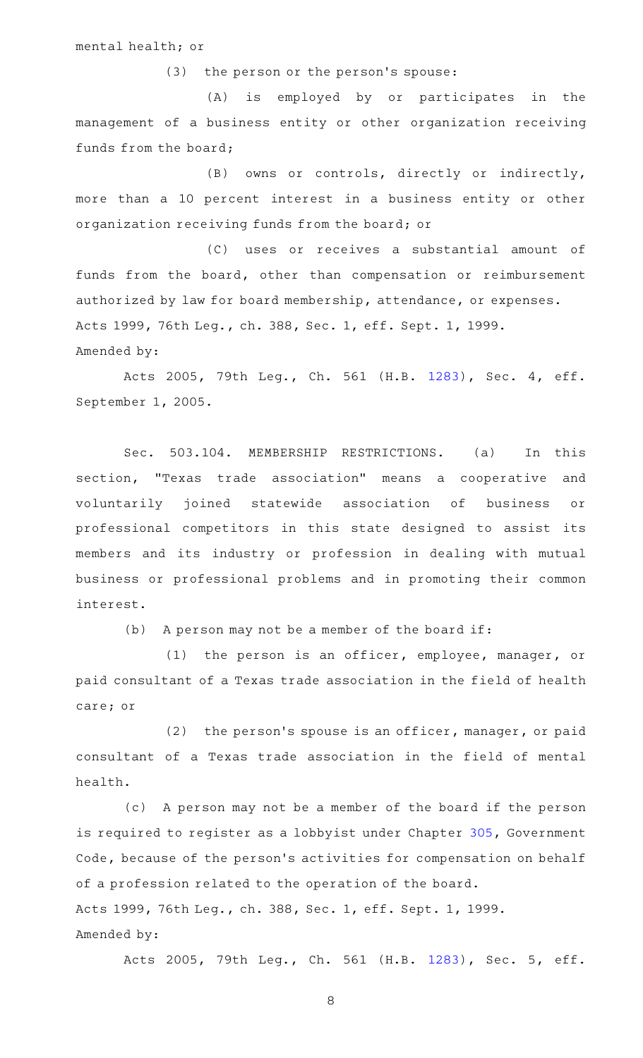mental health; or

(3) the person or the person's spouse:

(A) is employed by or participates in the management of a business entity or other organization receiving funds from the board;

(B) owns or controls, directly or indirectly, more than a 10 percent interest in a business entity or other organization receiving funds from the board; or

(C) uses or receives a substantial amount of funds from the board, other than compensation or reimbursement authorized by law for board membership, attendance, or expenses.

Acts 1999, 76th Leg., ch. 388, Sec. 1, eff. Sept. 1, 1999.

Amended by:

Acts 2005, 79th Leg., Ch. 561 (H.B. 1283), Sec. 4, eff. September 1, 2005.

Sec. 503.104. MEMBERSHIP RESTRICTIONS. (a) In this section, "Texas trade association" means a cooperative and voluntarily joined statewide association of business or professional competitors in this state designed to assist its members and its industry or profession in dealing with mutual business or professional problems and in promoting their common interest.

(b) A person may not be a member of the board if:

(1) the person is an officer, employee, manager, or paid consultant of a Texas trade association in the field of health care; or

(2) the person's spouse is an officer, manager, or paid consultant of a Texas trade association in the field of mental health.

(c) A person may not be a member of the board if the person is required to register as a lobbyist under Chapter 305, Government Code, because of the person's activities for compensation on behalf of a profession related to the operation of the board.

Acts 1999, 76th Leg., ch. 388, Sec. 1, eff. Sept. 1, 1999.

Amended by:

Acts 2005, 79th Leg., Ch. 561 (H.B. 1283), Sec. 5, eff.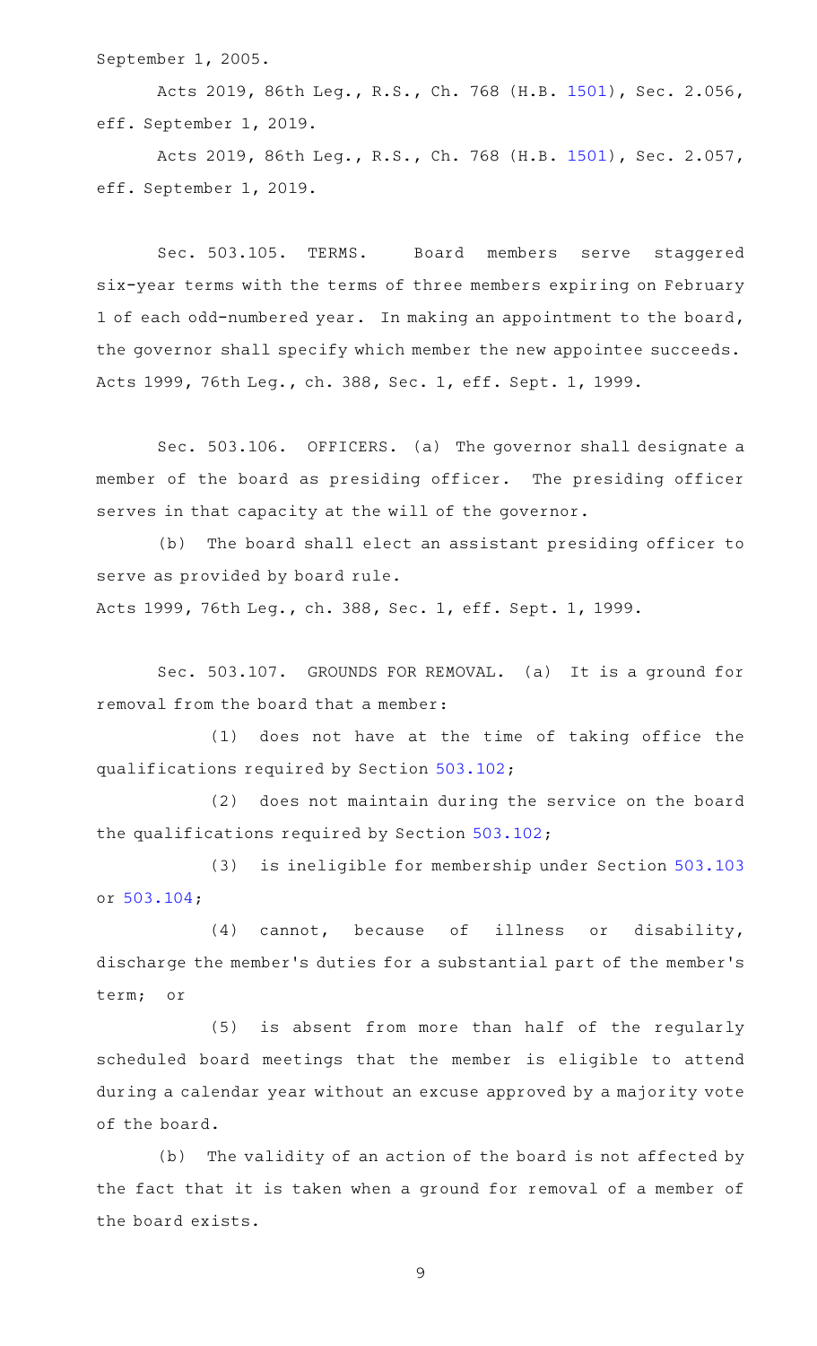September 1, 2005.

Acts 2019, 86th Leg., R.S., Ch. 768 (H.B. 1501), Sec. 2.056, eff. September 1, 2019.

Acts 2019, 86th Leg., R.S., Ch. 768 (H.B. 1501), Sec. 2.057, eff. September 1, 2019.

Sec. 503.105. TERMS. Board members serve staggered six-year terms with the terms of three members expiring on February 1 of each odd-numbered year. In making an appointment to the board, the governor shall specify which member the new appointee succeeds.
Acts 1999, 76th Leg., ch. 388, Sec. 1, eff. Sept. 1, 1999.

Sec. 503.106. OFFICERS. (a) The governor shall designate a member of the board as presiding officer. The presiding officer serves in that capacity at the will of the governor.

(b) The board shall elect an assistant presiding officer to serve as provided by board rule.
Acts 1999, 76th Leg., ch. 388, Sec. 1, eff. Sept. 1, 1999.

Sec. 503.107. GROUNDS FOR REMOVAL. (a) It is a ground for removal from the board that a member:

(1) does not have at the time of taking office the qualifications required by Section 503.102;

(2) does not maintain during the service on the board the qualifications required by Section 503.102;

(3) is ineligible for membership under Section 503.103 or 503.104;

(4) cannot, because of illness or disability, discharge the member's duties for a substantial part of the member's term; or

(5) is absent from more than half of the regularly scheduled board meetings that the member is eligible to attend during a calendar year without an excuse approved by a majority vote of the board.

(b) The validity of an action of the board is not affected by the fact that it is taken when a ground for removal of a member of the board exists.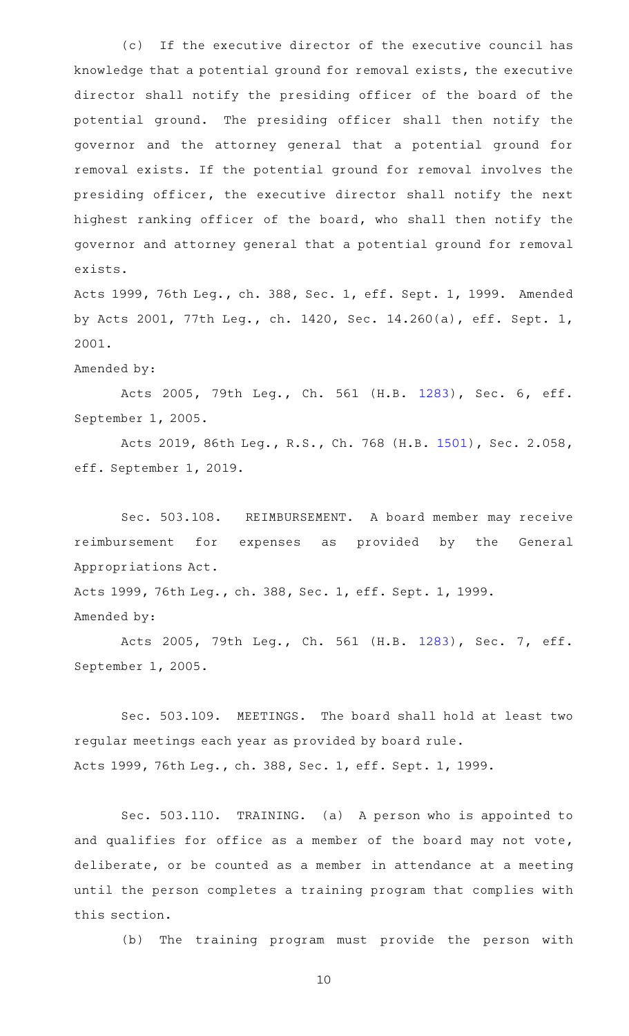(c) If the executive director of the executive council has knowledge that a potential ground for removal exists, the executive director shall notify the presiding officer of the board of the potential ground. The presiding officer shall then notify the governor and the attorney general that a potential ground for removal exists. If the potential ground for removal involves the presiding officer, the executive director shall notify the next highest ranking officer of the board, who shall then notify the governor and attorney general that a potential ground for removal exists.

Acts 1999, 76th Leg., ch. 388, Sec. 1, eff. Sept. 1, 1999. Amended by Acts 2001, 77th Leg., ch. 1420, Sec. 14.260(a), eff. Sept. 1, 2001.

Amended by:

Acts 2005, 79th Leg., Ch. 561 (H.B. 1283), Sec. 6, eff. September 1, 2005.

Acts 2019, 86th Leg., R.S., Ch. 768 (H.B. 1501), Sec. 2.058, eff. September 1, 2019.

Sec. 503.108. REIMBURSEMENT. A board member may receive reimbursement for expenses as provided by the General Appropriations Act.

Acts 1999, 76th Leg., ch. 388, Sec. 1, eff. Sept. 1, 1999.

Amended by:

Acts 2005, 79th Leg., Ch. 561 (H.B. 1283), Sec. 7, eff. September 1, 2005.

Sec. 503.109. MEETINGS. The board shall hold at least two regular meetings each year as provided by board rule.

Acts 1999, 76th Leg., ch. 388, Sec. 1, eff. Sept. 1, 1999.

Sec. 503.110. TRAINING. (a) A person who is appointed to and qualifies for office as a member of the board may not vote, deliberate, or be counted as a member in attendance at a meeting until the person completes a training program that complies with this section.

(b) The training program must provide the person with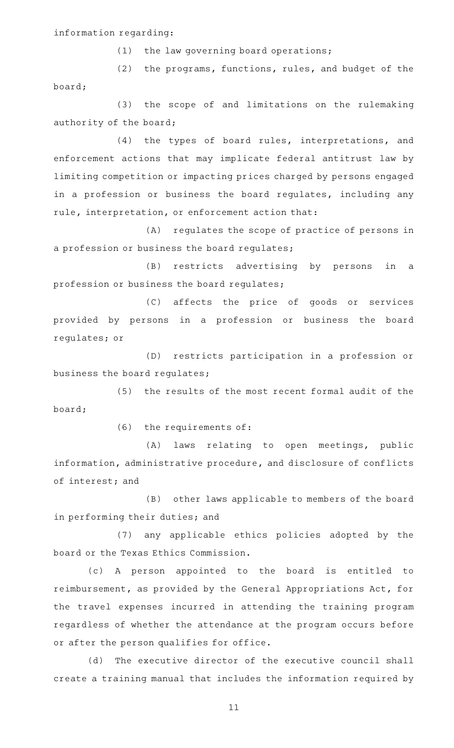information regarding:

(1) the law governing board operations;

(2) the programs, functions, rules, and budget of the board;

(3) the scope of and limitations on the rulemaking authority of the board;

(4) the types of board rules, interpretations, and enforcement actions that may implicate federal antitrust law by limiting competition or impacting prices charged by persons engaged in a profession or business the board regulates, including any rule, interpretation, or enforcement action that:

(A) regulates the scope of practice of persons in a profession or business the board regulates;

(B) restricts advertising by persons in a profession or business the board regulates;

(C) affects the price of goods or services provided by persons in a profession or business the board regulates; or

(D) restricts participation in a profession or business the board regulates;

(5) the results of the most recent formal audit of the board;

(6) the requirements of:

(A) laws relating to open meetings, public information, administrative procedure, and disclosure of conflicts of interest; and

(B) other laws applicable to members of the board in performing their duties; and

(7) any applicable ethics policies adopted by the board or the Texas Ethics Commission.

(c) A person appointed to the board is entitled to reimbursement, as provided by the General Appropriations Act, for the travel expenses incurred in attending the training program regardless of whether the attendance at the program occurs before or after the person qualifies for office.

(d) The executive director of the executive council shall create a training manual that includes the information required by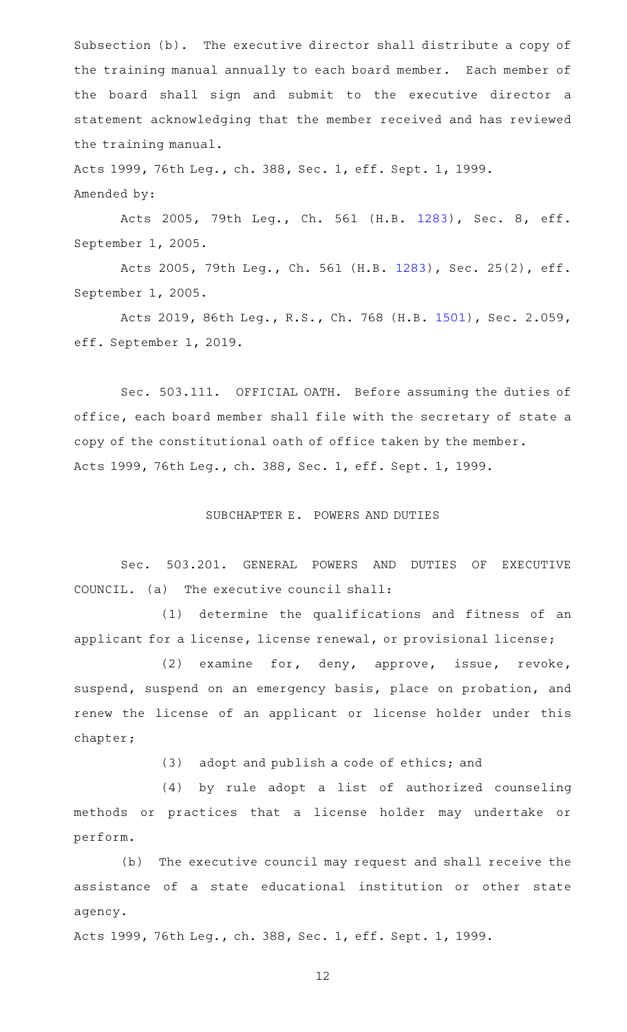Subsection (b). The executive director shall distribute a copy of the training manual annually to each board member. Each member of the board shall sign and submit to the executive director a statement acknowledging that the member received and has reviewed the training manual.

Acts 1999, 76th Leg., ch. 388, Sec. 1, eff. Sept. 1, 1999.
Amended by:

Acts 2005, 79th Leg., Ch. 561 (H.B. 1283), Sec. 8, eff. September 1, 2005.

Acts 2005, 79th Leg., Ch. 561 (H.B. 1283), Sec. 25(2), eff. September 1, 2005.

Acts 2019, 86th Leg., R.S., Ch. 768 (H.B. 1501), Sec. 2.059, eff. September 1, 2019.

Sec. 503.111. OFFICIAL OATH. Before assuming the duties of office, each board member shall file with the secretary of state a copy of the constitutional oath of office taken by the member.
Acts 1999, 76th Leg., ch. 388, Sec. 1, eff. Sept. 1, 1999.

## SUBCHAPTER E. POWERS AND DUTIES

Sec. 503.201. GENERAL POWERS AND DUTIES OF EXECUTIVE COUNCIL. (a) The executive council shall:

(1) determine the qualifications and fitness of an applicant for a license, license renewal, or provisional license;

(2) examine for, deny, approve, issue, revoke, suspend, suspend on an emergency basis, place on probation, and renew the license of an applicant or license holder under this chapter;

(3) adopt and publish a code of ethics; and

(4) by rule adopt a list of authorized counseling methods or practices that a license holder may undertake or perform.

(b) The executive council may request and shall receive the assistance of a state educational institution or other state agency.

Acts 1999, 76th Leg., ch. 388, Sec. 1, eff. Sept. 1, 1999.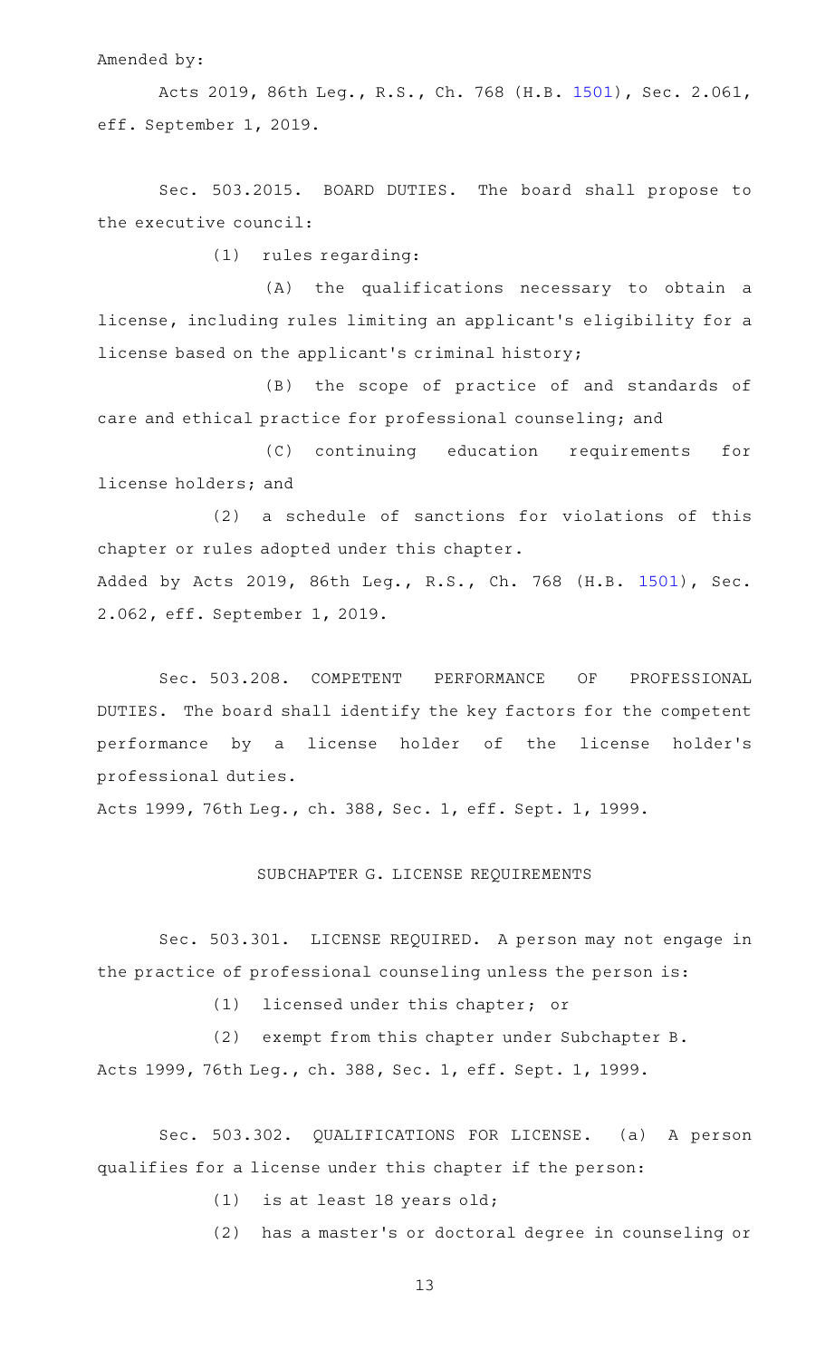Amended by:

Acts 2019, 86th Leg., R.S., Ch. 768 (H.B. 1501), Sec. 2.061, eff. September 1, 2019.

Sec. 503.2015. BOARD DUTIES. The board shall propose to the executive council:

(1) rules regarding:

(A) the qualifications necessary to obtain a license, including rules limiting an applicant's eligibility for a license based on the applicant's criminal history;

(B) the scope of practice of and standards of care and ethical practice for professional counseling; and

(C) continuing education requirements for license holders; and

(2) a schedule of sanctions for violations of this chapter or rules adopted under this chapter.

Added by Acts 2019, 86th Leg., R.S., Ch. 768 (H.B. 1501), Sec. 2.062, eff. September 1, 2019.

Sec. 503.208. COMPETENT PERFORMANCE OF PROFESSIONAL DUTIES. The board shall identify the key factors for the competent performance by a license holder of the license holder's professional duties.

Acts 1999, 76th Leg., ch. 388, Sec. 1, eff. Sept. 1, 1999.

## SUBCHAPTER G. LICENSE REQUIREMENTS

Sec. 503.301. LICENSE REQUIRED. A person may not engage in the practice of professional counseling unless the person is:

(1) licensed under this chapter; or

(2) exempt from this chapter under Subchapter B.

Acts 1999, 76th Leg., ch. 388, Sec. 1, eff. Sept. 1, 1999.

Sec. 503.302. QUALIFICATIONS FOR LICENSE. (a) A person qualifies for a license under this chapter if the person:

(1) is at least 18 years old;

(2) has a master's or doctoral degree in counseling or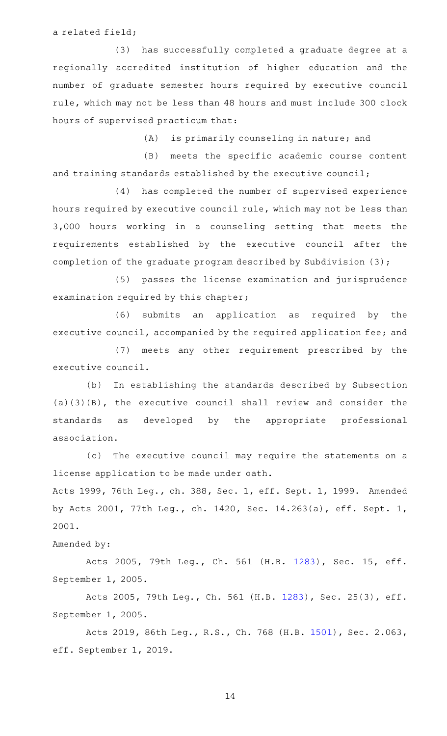a related field;

(3) has successfully completed a graduate degree at a regionally accredited institution of higher education and the number of graduate semester hours required by executive council rule, which may not be less than 48 hours and must include 300 clock hours of supervised practicum that:

(A) is primarily counseling in nature; and

(B) meets the specific academic course content and training standards established by the executive council;

(4) has completed the number of supervised experience hours required by executive council rule, which may not be less than 3,000 hours working in a counseling setting that meets the requirements established by the executive council after the completion of the graduate program described by Subdivision (3);

(5) passes the license examination and jurisprudence examination required by this chapter;

(6) submits an application as required by the executive council, accompanied by the required application fee; and

(7) meets any other requirement prescribed by the executive council.

(b) In establishing the standards described by Subsection (a)(3)(B), the executive council shall review and consider the standards as developed by the appropriate professional association.

(c) The executive council may require the statements on a license application to be made under oath.

Acts 1999, 76th Leg., ch. 388, Sec. 1, eff. Sept. 1, 1999. Amended by Acts 2001, 77th Leg., ch. 1420, Sec. 14.263(a), eff. Sept. 1, 2001.

Amended by:

Acts 2005, 79th Leg., Ch. 561 (H.B. 1283), Sec. 15, eff. September 1, 2005.

Acts 2005, 79th Leg., Ch. 561 (H.B. 1283), Sec. 25(3), eff. September 1, 2005.

Acts 2019, 86th Leg., R.S., Ch. 768 (H.B. 1501), Sec. 2.063, eff. September 1, 2019.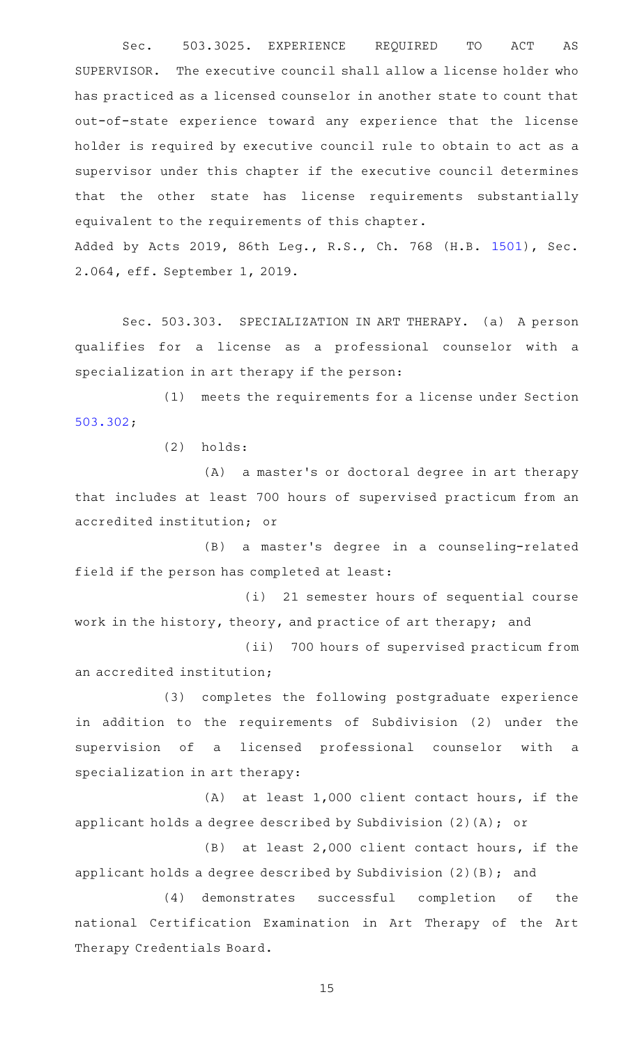Sec. 503.3025. EXPERIENCE REQUIRED TO ACT AS SUPERVISOR. The executive council shall allow a license holder who has practiced as a licensed counselor in another state to count that out-of-state experience toward any experience that the license holder is required by executive council rule to obtain to act as a supervisor under this chapter if the executive council determines that the other state has license requirements substantially equivalent to the requirements of this chapter.

Added by Acts 2019, 86th Leg., R.S., Ch. 768 (H.B. 1501), Sec. 2.064, eff. September 1, 2019.

Sec. 503.303. SPECIALIZATION IN ART THERAPY. (a) A person qualifies for a license as a professional counselor with a specialization in art therapy if the person:

(1) meets the requirements for a license under Section 503.302;

(2) holds:

(A) a master's or doctoral degree in art therapy that includes at least 700 hours of supervised practicum from an accredited institution; or

(B) a master's degree in a counseling-related field if the person has completed at least:

(i) 21 semester hours of sequential course work in the history, theory, and practice of art therapy; and

(ii) 700 hours of supervised practicum from an accredited institution;

(3) completes the following postgraduate experience in addition to the requirements of Subdivision (2) under the supervision of a licensed professional counselor with a specialization in art therapy:

(A) at least 1,000 client contact hours, if the applicant holds a degree described by Subdivision (2)(A); or

(B) at least 2,000 client contact hours, if the applicant holds a degree described by Subdivision (2)(B); and

(4) demonstrates successful completion of the national Certification Examination in Art Therapy of the Art Therapy Credentials Board.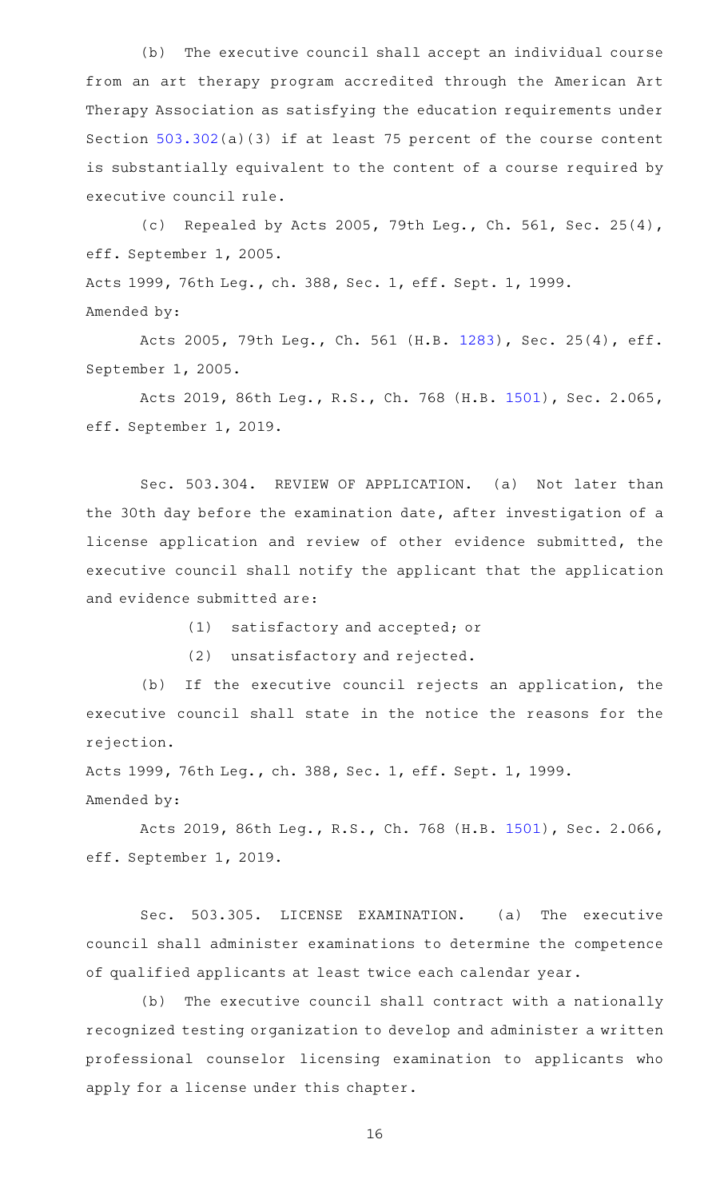(b) The executive council shall accept an individual course from an art therapy program accredited through the American Art Therapy Association as satisfying the education requirements under Section 503.302(a)(3) if at least 75 percent of the course content is substantially equivalent to the content of a course required by executive council rule.

(c) Repealed by Acts 2005, 79th Leg., Ch. 561, Sec. 25(4), eff. September 1, 2005.

Acts 1999, 76th Leg., ch. 388, Sec. 1, eff. Sept. 1, 1999.

Amended by:

Acts 2005, 79th Leg., Ch. 561 (H.B. 1283), Sec. 25(4), eff. September 1, 2005.

Acts 2019, 86th Leg., R.S., Ch. 768 (H.B. 1501), Sec. 2.065, eff. September 1, 2019.

Sec. 503.304. REVIEW OF APPLICATION. (a) Not later than the 30th day before the examination date, after investigation of a license application and review of other evidence submitted, the executive council shall notify the applicant that the application and evidence submitted are:

(1) satisfactory and accepted; or

(2) unsatisfactory and rejected.

(b) If the executive council rejects an application, the executive council shall state in the notice the reasons for the rejection.

Acts 1999, 76th Leg., ch. 388, Sec. 1, eff. Sept. 1, 1999.

Amended by:

Acts 2019, 86th Leg., R.S., Ch. 768 (H.B. 1501), Sec. 2.066, eff. September 1, 2019.

Sec. 503.305. LICENSE EXAMINATION. (a) The executive council shall administer examinations to determine the competence of qualified applicants at least twice each calendar year.

(b) The executive council shall contract with a nationally recognized testing organization to develop and administer a written professional counselor licensing examination to applicants who apply for a license under this chapter.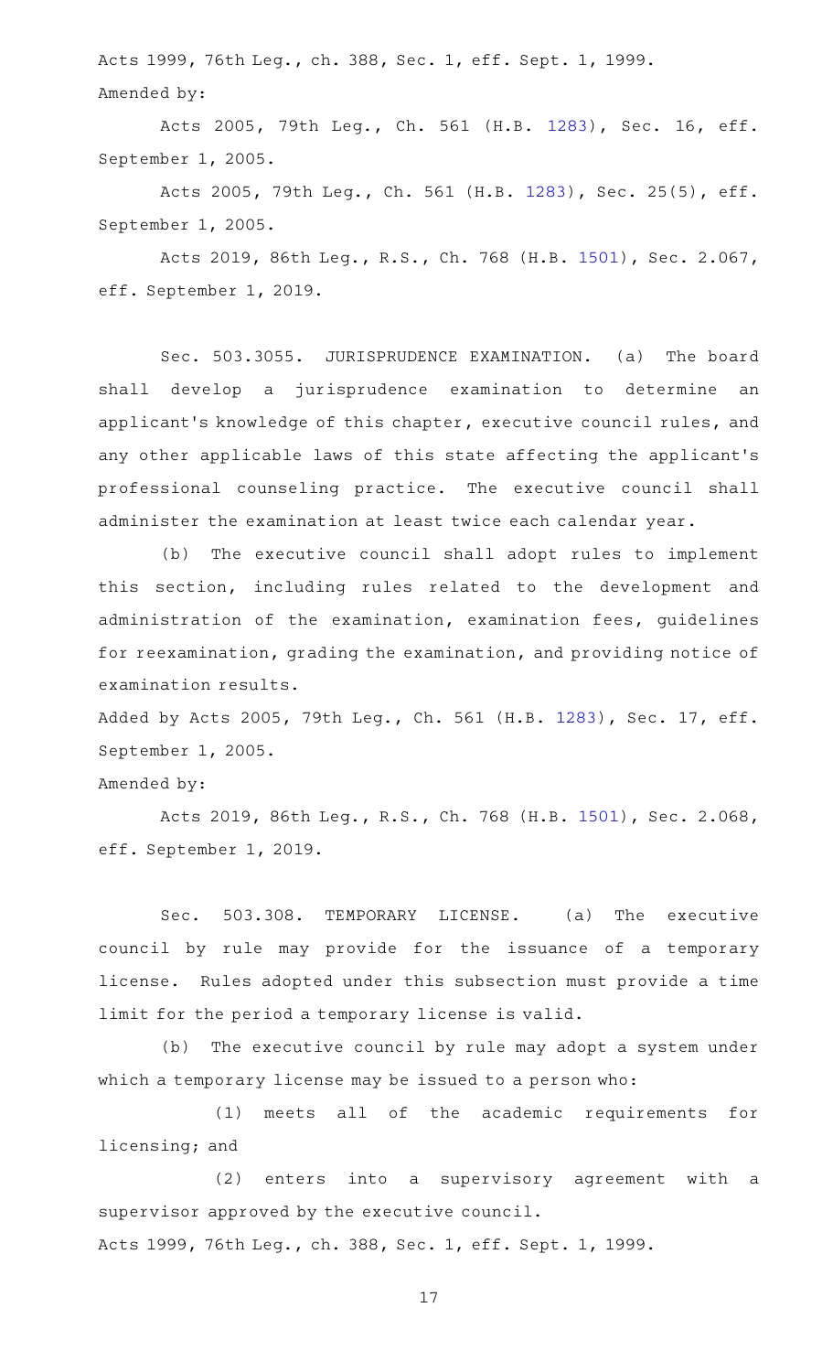Acts 1999, 76th Leg., ch. 388, Sec. 1, eff. Sept. 1, 1999.

Amended by:

Acts 2005, 79th Leg., Ch. 561 (H.B. 1283), Sec. 16, eff. September 1, 2005.

Acts 2005, 79th Leg., Ch. 561 (H.B. 1283), Sec. 25(5), eff. September 1, 2005.

Acts 2019, 86th Leg., R.S., Ch. 768 (H.B. 1501), Sec. 2.067, eff. September 1, 2019.

Sec. 503.3055. JURISPRUDENCE EXAMINATION. (a) The board shall develop a jurisprudence examination to determine an applicant's knowledge of this chapter, executive council rules, and any other applicable laws of this state affecting the applicant's professional counseling practice. The executive council shall administer the examination at least twice each calendar year.

(b) The executive council shall adopt rules to implement this section, including rules related to the development and administration of the examination, examination fees, guidelines for reexamination, grading the examination, and providing notice of examination results.

Added by Acts 2005, 79th Leg., Ch. 561 (H.B. 1283), Sec. 17, eff. September 1, 2005.

Amended by:

Acts 2019, 86th Leg., R.S., Ch. 768 (H.B. 1501), Sec. 2.068, eff. September 1, 2019.

Sec. 503.308. TEMPORARY LICENSE. (a) The executive council by rule may provide for the issuance of a temporary license. Rules adopted under this subsection must provide a time limit for the period a temporary license is valid.

(b) The executive council by rule may adopt a system under which a temporary license may be issued to a person who:

(1) meets all of the academic requirements for licensing; and

(2) enters into a supervisory agreement with a supervisor approved by the executive council.

Acts 1999, 76th Leg., ch. 388, Sec. 1, eff. Sept. 1, 1999.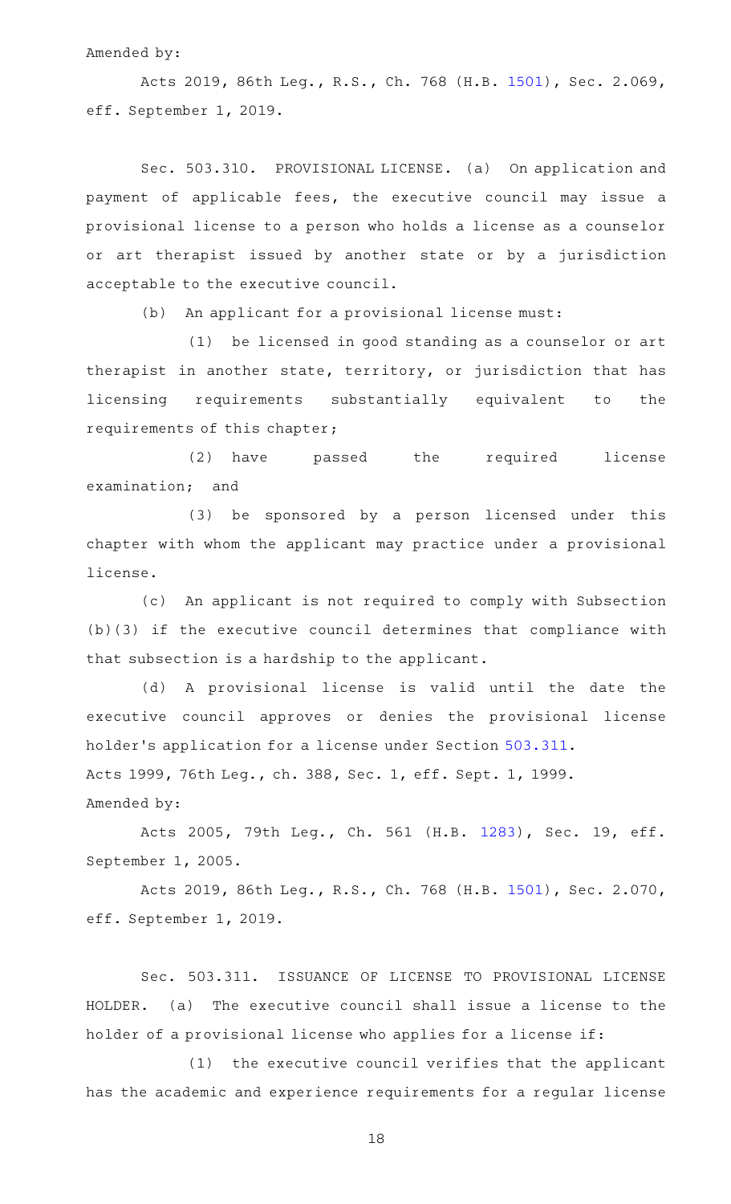Amended by:

Acts 2019, 86th Leg., R.S., Ch. 768 (H.B. 1501), Sec. 2.069, eff. September 1, 2019.

Sec. 503.310. PROVISIONAL LICENSE. (a) On application and payment of applicable fees, the executive council may issue a provisional license to a person who holds a license as a counselor or art therapist issued by another state or by a jurisdiction acceptable to the executive council.

(b) An applicant for a provisional license must:

(1) be licensed in good standing as a counselor or art therapist in another state, territory, or jurisdiction that has licensing requirements substantially equivalent to the requirements of this chapter;

(2) have passed the required license examination; and

(3) be sponsored by a person licensed under this chapter with whom the applicant may practice under a provisional license.

(c) An applicant is not required to comply with Subsection (b)(3) if the executive council determines that compliance with that subsection is a hardship to the applicant.

(d) A provisional license is valid until the date the executive council approves or denies the provisional license holder's application for a license under Section 503.311.

Acts 1999, 76th Leg., ch. 388, Sec. 1, eff. Sept. 1, 1999.

Amended by:

Acts 2005, 79th Leg., Ch. 561 (H.B. 1283), Sec. 19, eff. September 1, 2005.

Acts 2019, 86th Leg., R.S., Ch. 768 (H.B. 1501), Sec. 2.070, eff. September 1, 2019.

Sec. 503.311. ISSUANCE OF LICENSE TO PROVISIONAL LICENSE HOLDER. (a) The executive council shall issue a license to the holder of a provisional license who applies for a license if:

(1) the executive council verifies that the applicant has the academic and experience requirements for a regular license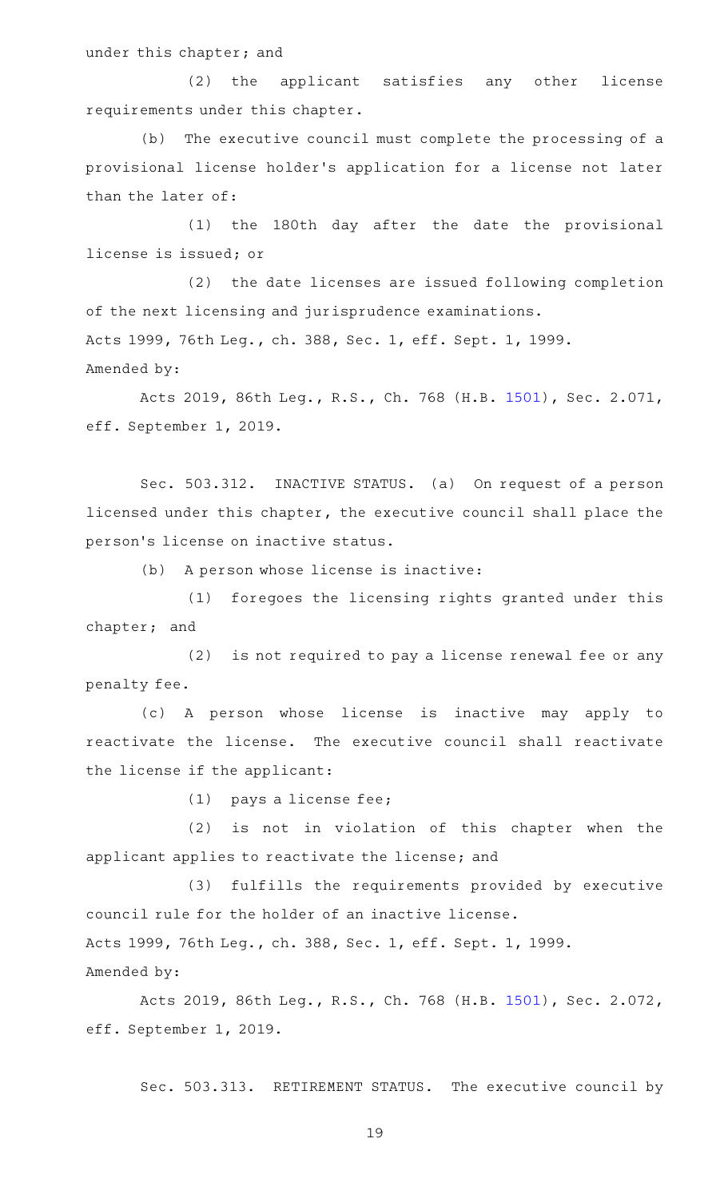under this chapter; and

(2) the applicant satisfies any other license requirements under this chapter.

(b) The executive council must complete the processing of a provisional license holder's application for a license not later than the later of:

(1) the 180th day after the date the provisional license is issued; or

(2) the date licenses are issued following completion of the next licensing and jurisprudence examinations.

Acts 1999, 76th Leg., ch. 388, Sec. 1, eff. Sept. 1, 1999.
Amended by:

Acts 2019, 86th Leg., R.S., Ch. 768 (H.B. 1501), Sec. 2.071, eff. September 1, 2019.

Sec. 503.312. INACTIVE STATUS. (a) On request of a person licensed under this chapter, the executive council shall place the person's license on inactive status.

(b) A person whose license is inactive:

(1) foregoes the licensing rights granted under this chapter; and

(2) is not required to pay a license renewal fee or any penalty fee.

(c) A person whose license is inactive may apply to reactivate the license. The executive council shall reactivate the license if the applicant:

(1) pays a license fee;

(2) is not in violation of this chapter when the applicant applies to reactivate the license; and

(3) fulfills the requirements provided by executive council rule for the holder of an inactive license.

Acts 1999, 76th Leg., ch. 388, Sec. 1, eff. Sept. 1, 1999.
Amended by:

Acts 2019, 86th Leg., R.S., Ch. 768 (H.B. 1501), Sec. 2.072, eff. September 1, 2019.

Sec. 503.313. RETIREMENT STATUS. The executive council by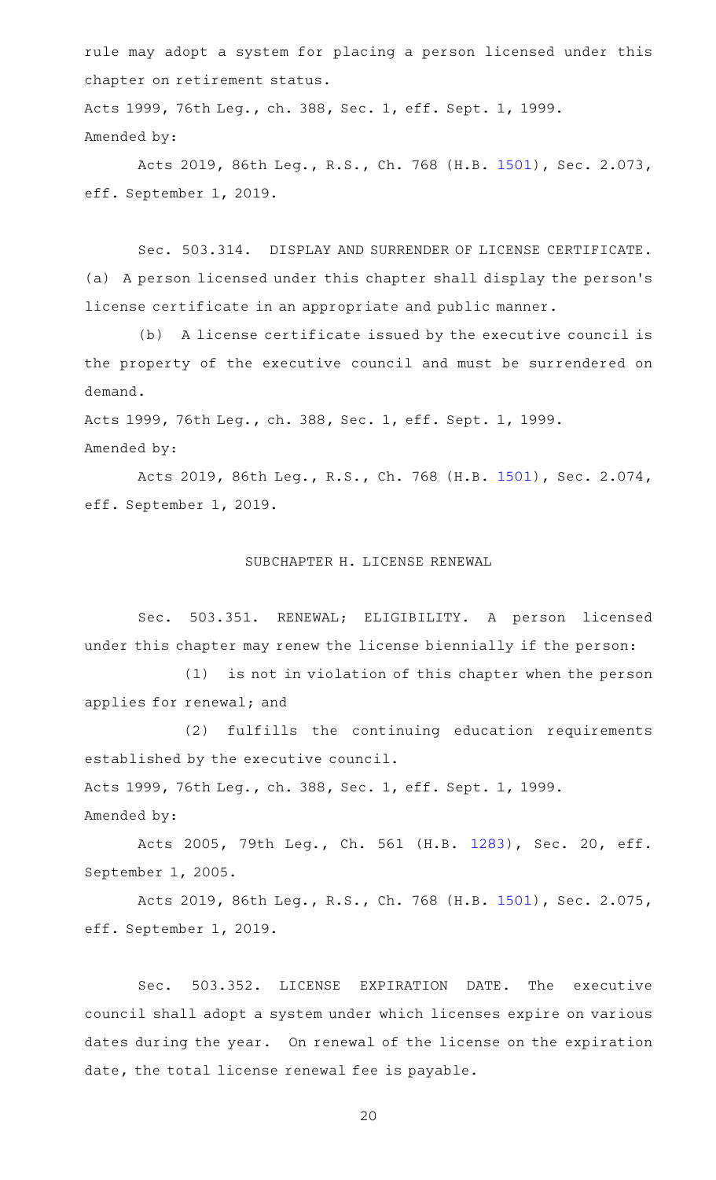rule may adopt a system for placing a person licensed under this chapter on retirement status.

Acts 1999, 76th Leg., ch. 388, Sec. 1, eff. Sept. 1, 1999.
Amended by:

Acts 2019, 86th Leg., R.S., Ch. 768 (H.B. 1501), Sec. 2.073, eff. September 1, 2019.

Sec. 503.314. DISPLAY AND SURRENDER OF LICENSE CERTIFICATE. (a) A person licensed under this chapter shall display the person's license certificate in an appropriate and public manner.

(b) A license certificate issued by the executive council is the property of the executive council and must be surrendered on demand.

Acts 1999, 76th Leg., ch. 388, Sec. 1, eff. Sept. 1, 1999.
Amended by:

Acts 2019, 86th Leg., R.S., Ch. 768 (H.B. 1501), Sec. 2.074, eff. September 1, 2019.

## SUBCHAPTER H. LICENSE RENEWAL

Sec. 503.351. RENEWAL; ELIGIBILITY. A person licensed under this chapter may renew the license biennially if the person:

(1) is not in violation of this chapter when the person applies for renewal; and

(2) fulfills the continuing education requirements established by the executive council.

Acts 1999, 76th Leg., ch. 388, Sec. 1, eff. Sept. 1, 1999.
Amended by:

Acts 2005, 79th Leg., Ch. 561 (H.B. 1283), Sec. 20, eff. September 1, 2005.

Acts 2019, 86th Leg., R.S., Ch. 768 (H.B. 1501), Sec. 2.075, eff. September 1, 2019.

Sec. 503.352. LICENSE EXPIRATION DATE. The executive council shall adopt a system under which licenses expire on various dates during the year. On renewal of the license on the expiration date, the total license renewal fee is payable.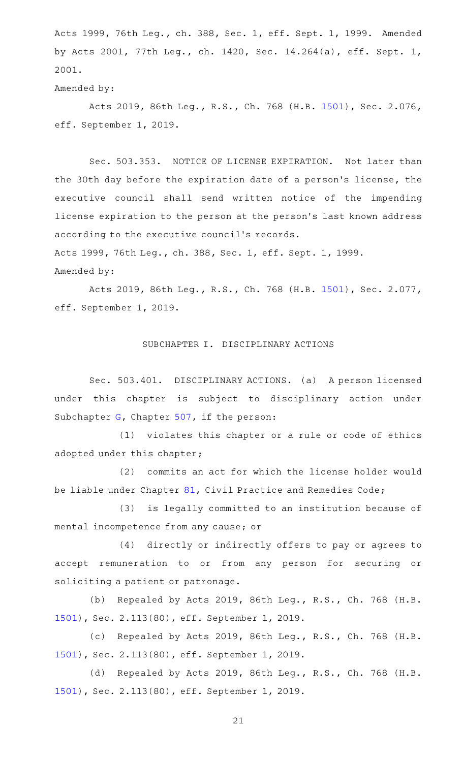Acts 1999, 76th Leg., ch. 388, Sec. 1, eff. Sept. 1, 1999. Amended by Acts 2001, 77th Leg., ch. 1420, Sec. 14.264(a), eff. Sept. 1, 2001.

Amended by:

Acts 2019, 86th Leg., R.S., Ch. 768 (H.B. 1501), Sec. 2.076, eff. September 1, 2019.

Sec. 503.353. NOTICE OF LICENSE EXPIRATION. Not later than the 30th day before the expiration date of a person's license, the executive council shall send written notice of the impending license expiration to the person at the person's last known address according to the executive council's records.

Acts 1999, 76th Leg., ch. 388, Sec. 1, eff. Sept. 1, 1999.

Amended by:

Acts 2019, 86th Leg., R.S., Ch. 768 (H.B. 1501), Sec. 2.077, eff. September 1, 2019.

## SUBCHAPTER I. DISCIPLINARY ACTIONS

Sec. 503.401. DISCIPLINARY ACTIONS. (a) A person licensed under this chapter is subject to disciplinary action under Subchapter G, Chapter 507, if the person:

(1) violates this chapter or a rule or code of ethics adopted under this chapter;

(2) commits an act for which the license holder would be liable under Chapter 81, Civil Practice and Remedies Code;

(3) is legally committed to an institution because of mental incompetence from any cause; or

(4) directly or indirectly offers to pay or agrees to accept remuneration to or from any person for securing or soliciting a patient or patronage.

(b) Repealed by Acts 2019, 86th Leg., R.S., Ch. 768 (H.B. 1501), Sec. 2.113(80), eff. September 1, 2019.

(c) Repealed by Acts 2019, 86th Leg., R.S., Ch. 768 (H.B. 1501), Sec. 2.113(80), eff. September 1, 2019.

(d) Repealed by Acts 2019, 86th Leg., R.S., Ch. 768 (H.B. 1501), Sec. 2.113(80), eff. September 1, 2019.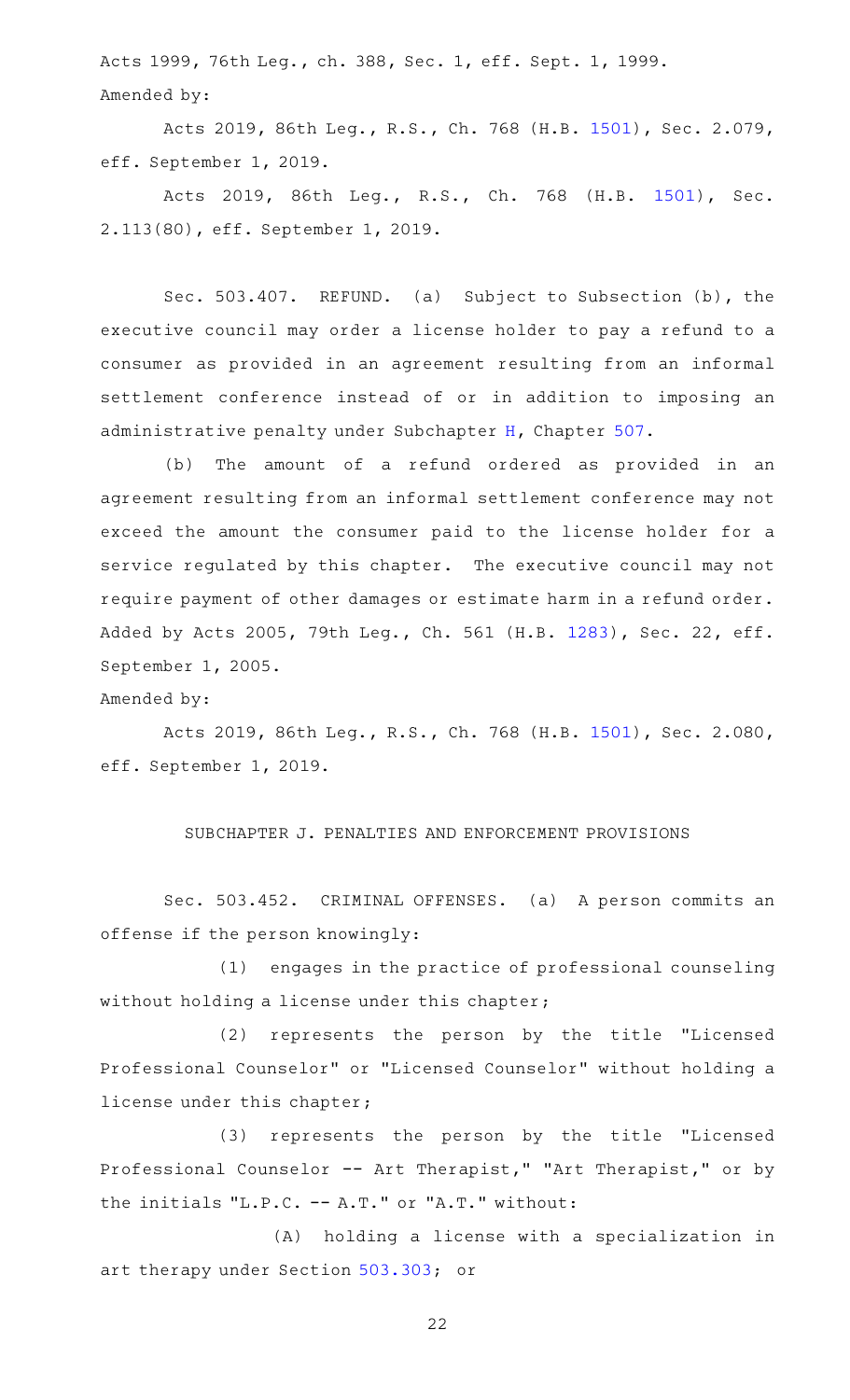Acts 1999, 76th Leg., ch. 388, Sec. 1, eff. Sept. 1, 1999.
Amended by:

Acts 2019, 86th Leg., R.S., Ch. 768 (H.B. 1501), Sec. 2.079, eff. September 1, 2019.

Acts 2019, 86th Leg., R.S., Ch. 768 (H.B. 1501), Sec. 2.113(80), eff. September 1, 2019.

Sec. 503.407. REFUND. (a) Subject to Subsection (b), the executive council may order a license holder to pay a refund to a consumer as provided in an agreement resulting from an informal settlement conference instead of or in addition to imposing an administrative penalty under Subchapter H, Chapter 507.

(b) The amount of a refund ordered as provided in an agreement resulting from an informal settlement conference may not exceed the amount the consumer paid to the license holder for a service regulated by this chapter. The executive council may not require payment of other damages or estimate harm in a refund order.
Added by Acts 2005, 79th Leg., Ch. 561 (H.B. 1283), Sec. 22, eff. September 1, 2005.
Amended by:

Acts 2019, 86th Leg., R.S., Ch. 768 (H.B. 1501), Sec. 2.080, eff. September 1, 2019.

SUBCHAPTER J. PENALTIES AND ENFORCEMENT PROVISIONS

Sec. 503.452. CRIMINAL OFFENSES. (a) A person commits an offense if the person knowingly:

(1) engages in the practice of professional counseling without holding a license under this chapter;

(2) represents the person by the title "Licensed Professional Counselor" or "Licensed Counselor" without holding a license under this chapter;

(3) represents the person by the title "Licensed Professional Counselor -- Art Therapist," "Art Therapist," or by the initials "L.P.C. -- A.T." or "A.T." without:

(A) holding a license with a specialization in art therapy under Section 503.303; or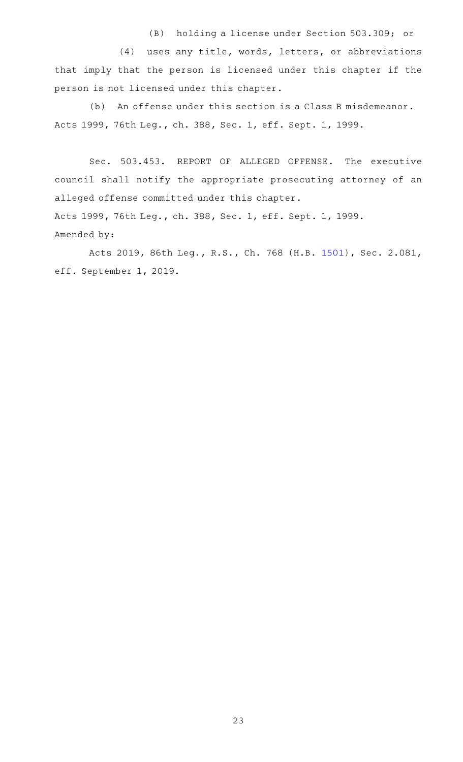(B) holding a license under Section 503.309; or

(4) uses any title, words, letters, or abbreviations that imply that the person is licensed under this chapter if the person is not licensed under this chapter.

(b) An offense under this section is a Class B misdemeanor.

Acts 1999, 76th Leg., ch. 388, Sec. 1, eff. Sept. 1, 1999.

Sec. 503.453. REPORT OF ALLEGED OFFENSE. The executive council shall notify the appropriate prosecuting attorney of an alleged offense committed under this chapter.

Acts 1999, 76th Leg., ch. 388, Sec. 1, eff. Sept. 1, 1999.

Amended by:

Acts 2019, 86th Leg., R.S., Ch. 768 (H.B. 1501), Sec. 2.081, eff. September 1, 2019.